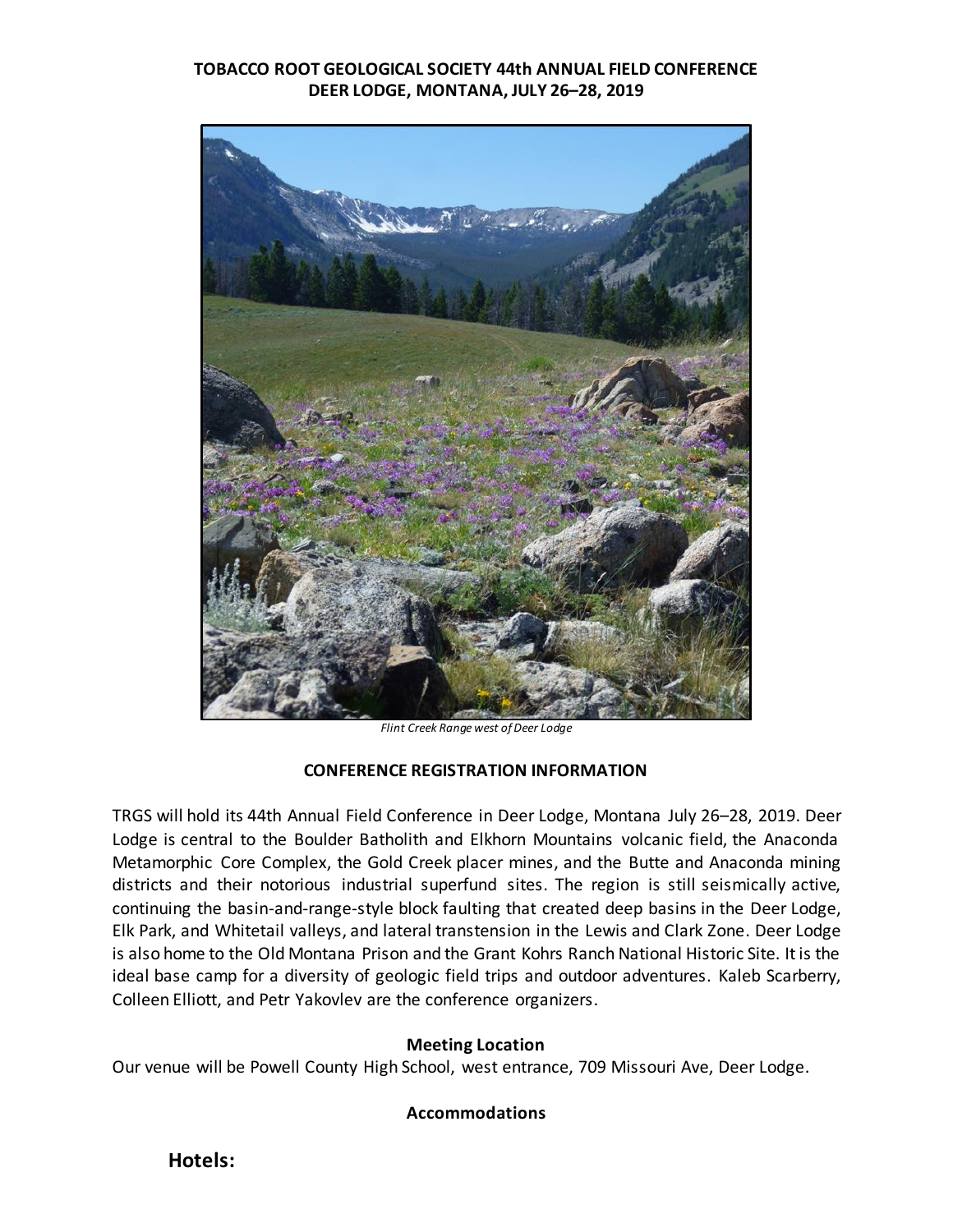# TOBACCO ROOT GEOLOGICAL SOCIETY 44th ANNUAL FIELD CONFERENCE
# DEER LODGE, MONTANA, JULY 26–28, 2019

*Flint Creek Range west of Deer Lodge*

## CONFERENCE REGISTRATION INFORMATION

TRGS will hold its 44th Annual Field Conference in Deer Lodge, Montana July 26–28, 2019. Deer Lodge is central to the Boulder Batholith and Elkhorn Mountains volcanic field, the Anaconda Metamorphic Core Complex, the Gold Creek placer mines, and the Butte and Anaconda mining districts and their notorious industrial superfund sites. The region is still seismically active, continuing the basin-and-range-style block faulting that created deep basins in the Deer Lodge, Elk Park, and Whitetail valleys, and lateral transtension in the Lewis and Clark Zone. Deer Lodge is also home to the Old Montana Prison and the Grant Kohrs Ranch National Historic Site. It is the ideal base camp for a diversity of geologic field trips and outdoor adventures. Kaleb Scarberry, Colleen Elliott, and Petr Yakovlev are the conference organizers.

### Meeting Location

Our venue will be Powell County High School, west entrance, 709 Missouri Ave, Deer Lodge.

### Accommodations

**Hotels:**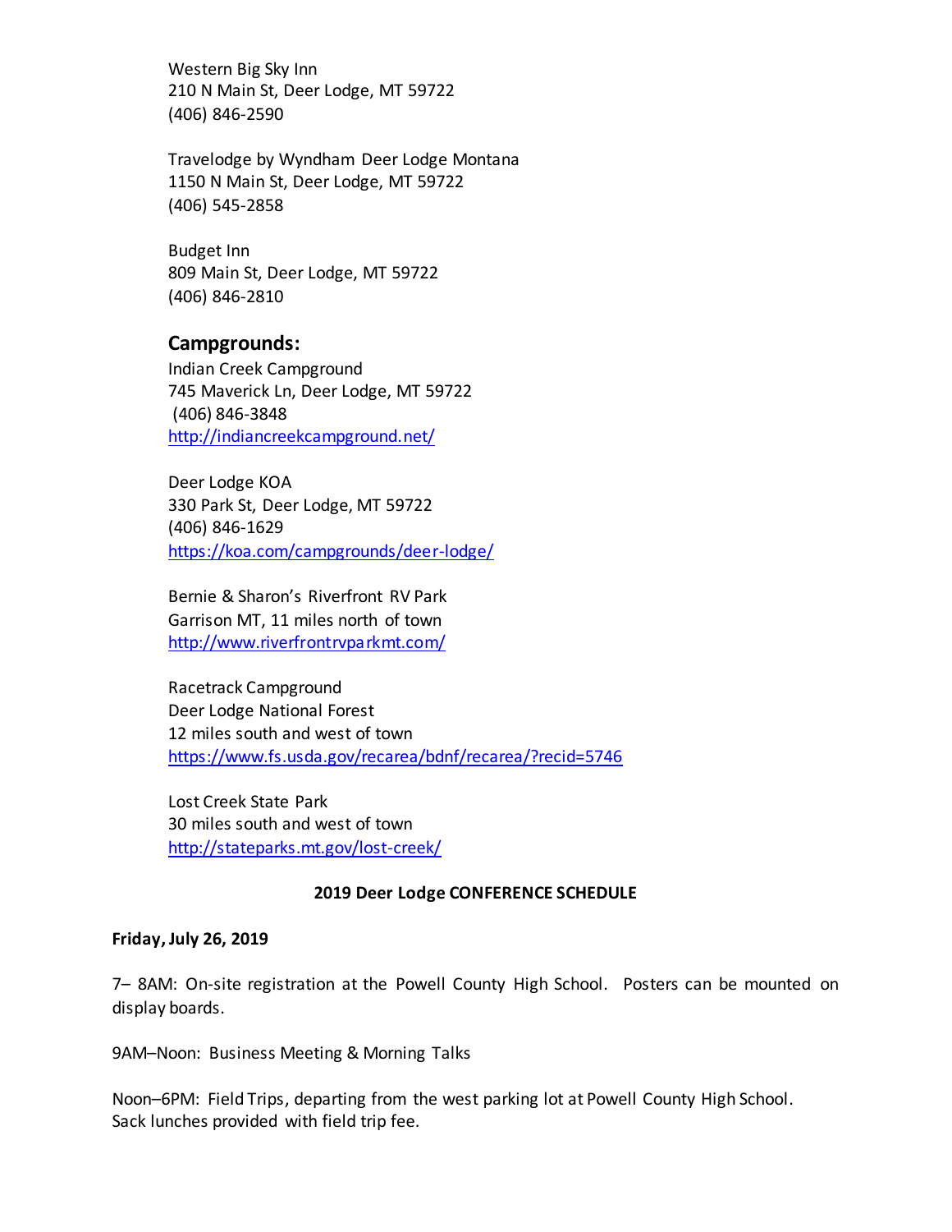Western Big Sky Inn
210 N Main St, Deer Lodge, MT 59722
(406) 846-2590

Travelodge by Wyndham Deer Lodge Montana
1150 N Main St, Deer Lodge, MT 59722
(406) 545-2858

Budget Inn
809 Main St, Deer Lodge, MT 59722
(406) 846-2810

### Campgrounds:

Indian Creek Campground
745 Maverick Ln, Deer Lodge, MT 59722
(406) 846-3848
http://indiancreekcampground.net/

Deer Lodge KOA
330 Park St, Deer Lodge, MT 59722
(406) 846-1629
https://koa.com/campgrounds/deer-lodge/

Bernie & Sharon's Riverfront RV Park
Garrison MT, 11 miles north of town
http://www.riverfrontrvparkmt.com/

Racetrack Campground
Deer Lodge National Forest
12 miles south and west of town
https://www.fs.usda.gov/recarea/bdnf/recarea/?recid=5746

Lost Creek State Park
30 miles south and west of town
http://stateparks.mt.gov/lost-creek/

## 2019 Deer Lodge CONFERENCE SCHEDULE

**Friday, July 26, 2019**

7– 8AM: On-site registration at the Powell County High School. Posters can be mounted on display boards.

9AM–Noon: Business Meeting & Morning Talks

Noon–6PM: Field Trips, departing from the west parking lot at Powell County High School. Sack lunches provided with field trip fee.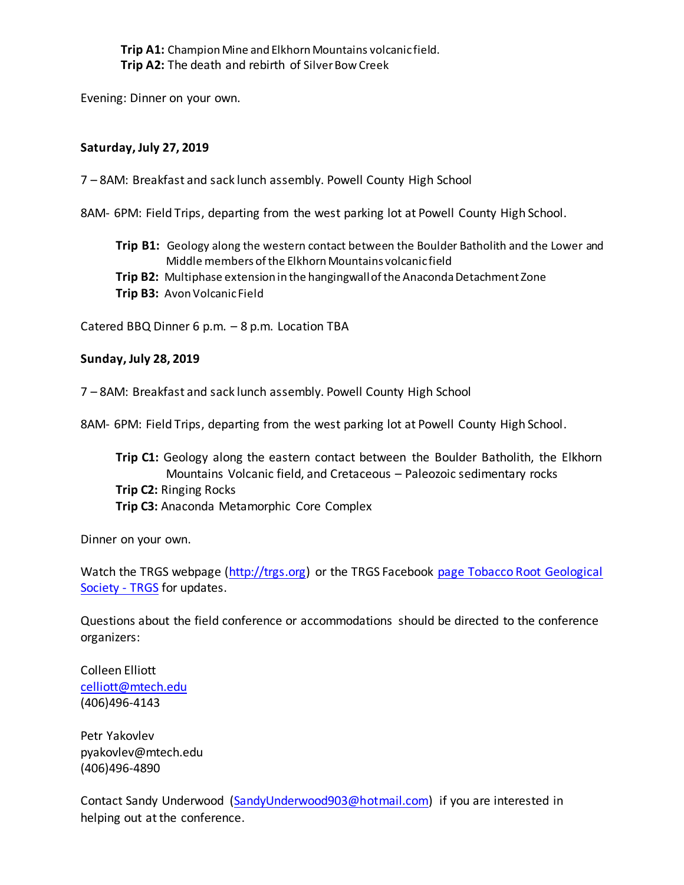**Trip A1:** Champion Mine and Elkhorn Mountains volcanic field.
**Trip A2:** The death and rebirth of Silver Bow Creek

Evening: Dinner on your own.

**Saturday, July 27, 2019**

7 – 8AM: Breakfast and sack lunch assembly. Powell County High School

8AM- 6PM: Field Trips, departing from the west parking lot at Powell County High School.

**Trip B1:** Geology along the western contact between the Boulder Batholith and the Lower and Middle members of the Elkhorn Mountains volcanic field
**Trip B2:** Multiphase extension in the hangingwall of the Anaconda Detachment Zone
**Trip B3:** Avon Volcanic Field

Catered BBQ Dinner 6 p.m. – 8 p.m. Location TBA

**Sunday, July 28, 2019**

7 – 8AM: Breakfast and sack lunch assembly. Powell County High School

8AM- 6PM: Field Trips, departing from the west parking lot at Powell County High School.

**Trip C1:** Geology along the eastern contact between the Boulder Batholith, the Elkhorn Mountains Volcanic field, and Cretaceous – Paleozoic sedimentary rocks
**Trip C2:** Ringing Rocks
**Trip C3:** Anaconda Metamorphic Core Complex

Dinner on your own.

Watch the TRGS webpage (http://trgs.org) or the TRGS Facebook page Tobacco Root Geological Society - TRGS for updates.

Questions about the field conference or accommodations should be directed to the conference organizers:

Colleen Elliott
celliott@mtech.edu
(406)496-4143

Petr Yakovlev
pyakovlev@mtech.edu
(406)496-4890

Contact Sandy Underwood (SandyUnderwood903@hotmail.com) if you are interested in helping out at the conference.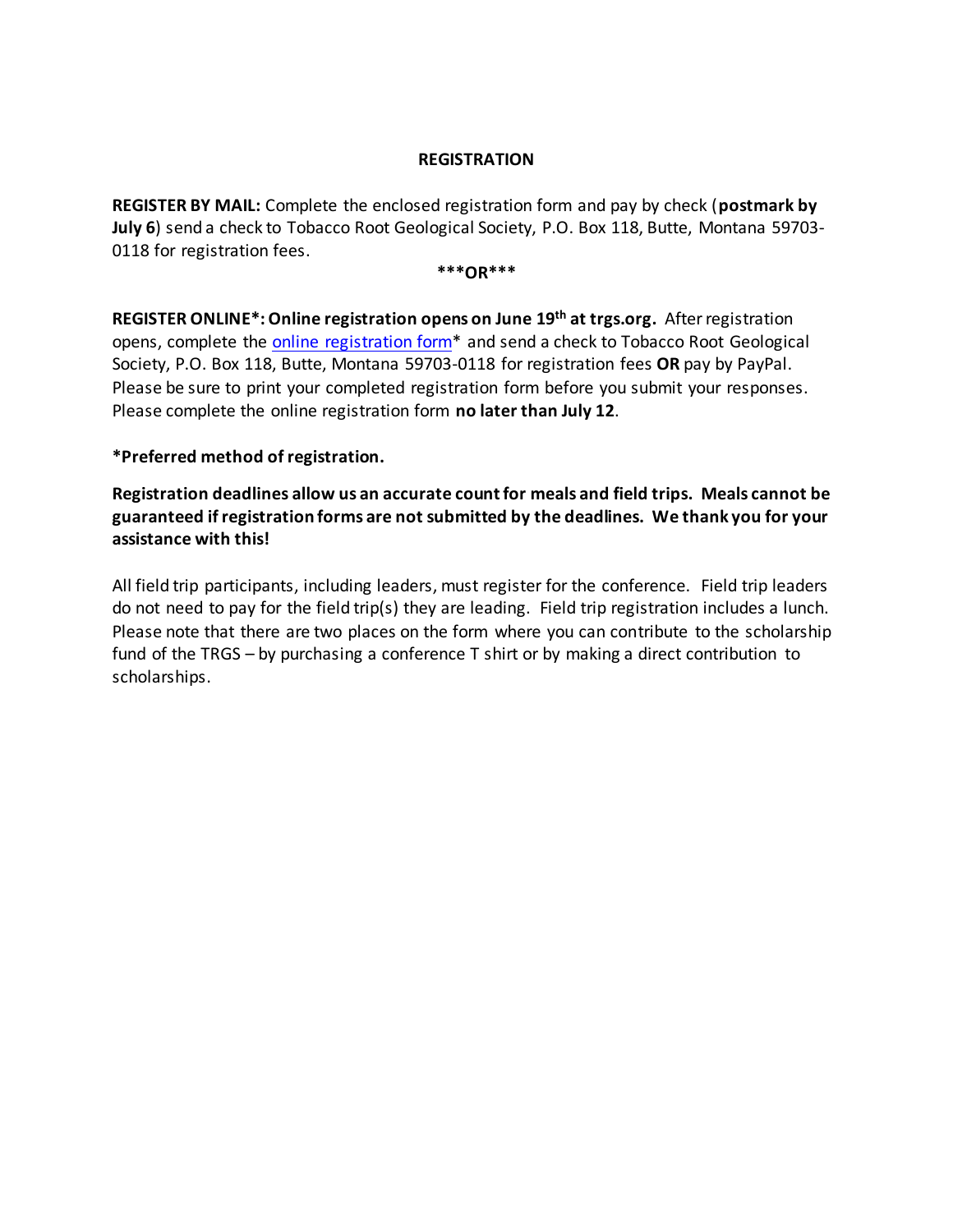## REGISTRATION

**REGISTER BY MAIL:** Complete the enclosed registration form and pay by check (**postmark by July 6**) send a check to Tobacco Root Geological Society, P.O. Box 118, Butte, Montana 59703-0118 for registration fees.

**\*\*\*OR\*\*\***

**REGISTER ONLINE\*: Online registration opens on June 19th at trgs.org.** After registration opens, complete the online registration form\* and send a check to Tobacco Root Geological Society, P.O. Box 118, Butte, Montana 59703-0118 for registration fees **OR** pay by PayPal. Please be sure to print your completed registration form before you submit your responses. Please complete the online registration form **no later than July 12**.

**\*Preferred method of registration.**

**Registration deadlines allow us an accurate count for meals and field trips. Meals cannot be guaranteed if registration forms are not submitted by the deadlines. We thank you for your assistance with this!**

All field trip participants, including leaders, must register for the conference. Field trip leaders do not need to pay for the field trip(s) they are leading. Field trip registration includes a lunch. Please note that there are two places on the form where you can contribute to the scholarship fund of the TRGS – by purchasing a conference T shirt or by making a direct contribution to scholarships.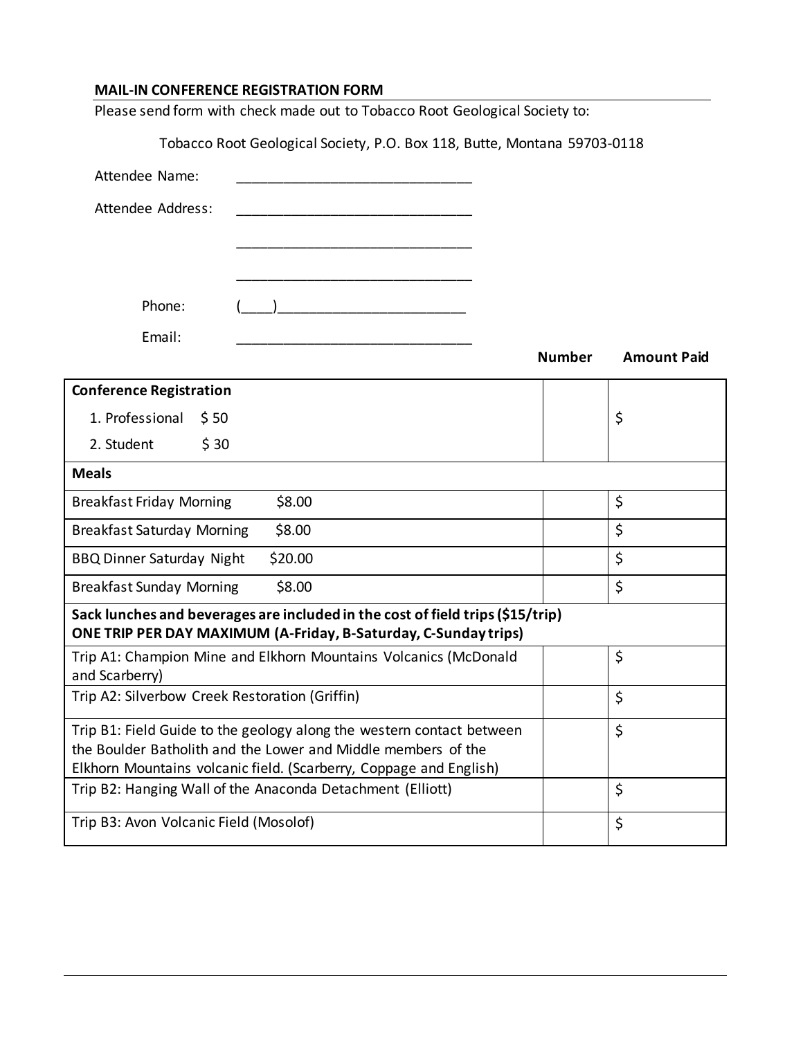## MAIL-IN CONFERENCE REGISTRATION FORM

Please send form with check made out to Tobacco Root Geological Society to:

Tobacco Root Geological Society, P.O. Box 118, Butte, Montana 59703-0118

Attendee Name: ______________________________

Attendee Address: ______________________________

______________________________

______________________________

Phone: (____)________________________

Email: ______________________________

| | Number | Amount Paid |
|---|---|---|
| **Conference Registration**<br>1. Professional $ 50<br>2. Student $ 30 | | $ |
| **Meals** | | |
| Breakfast Friday Morning $8.00 | | $ |
| Breakfast Saturday Morning $8.00 | | $ |
| BBQ Dinner Saturday Night $20.00 | | $ |
| Breakfast Sunday Morning $8.00 | | $ |
| **Sack lunches and beverages are included in the cost of field trips ($15/trip)**<br>**ONE TRIP PER DAY MAXIMUM (A-Friday, B-Saturday, C-Sunday trips)** | | |
| Trip A1: Champion Mine and Elkhorn Mountains Volcanics (McDonald and Scarberry) | | $ |
| Trip A2: Silverbow Creek Restoration (Griffin) | | $ |
| Trip B1: Field Guide to the geology along the western contact between the Boulder Batholith and the Lower and Middle members of the Elkhorn Mountains volcanic field. (Scarberry, Coppage and English) | | $ |
| Trip B2: Hanging Wall of the Anaconda Detachment (Elliott) | | $ |
| Trip B3: Avon Volcanic Field (Mosolof) | | $ |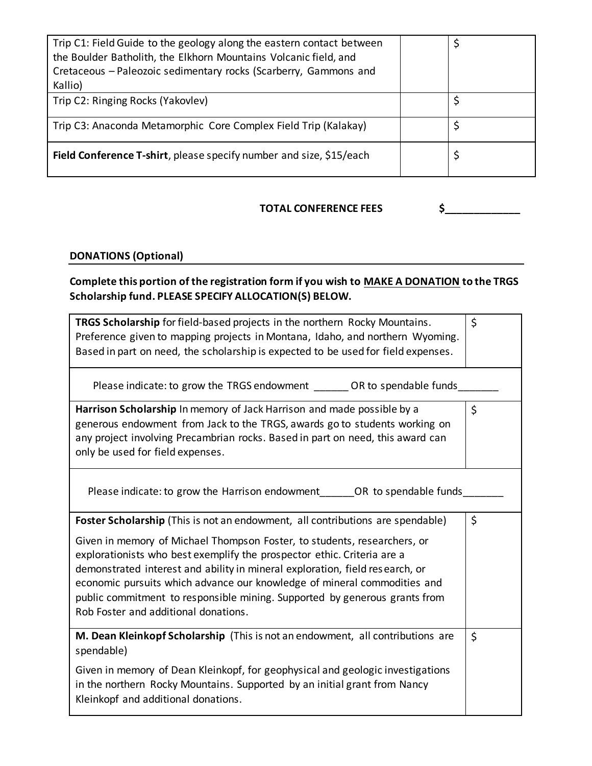| | | |
|---|---|---|
| Trip C1: Field Guide to the geology along the eastern contact between the Boulder Batholith, the Elkhorn Mountains Volcanic field, and Cretaceous – Paleozoic sedimentary rocks (Scarberry, Gammons and Kallio) | | $ |
| Trip C2: Ringing Rocks (Yakovlev) | | $ |
| Trip C3: Anaconda Metamorphic Core Complex Field Trip (Kalakay) | | $ |
| **Field Conference T-shirt**, please specify number and size, $15/each | | $ |

**TOTAL CONFERENCE FEES** **$_____________**

**DONATIONS (Optional)**

**Complete this portion of the registration form if you wish to MAKE A DONATION to the TRGS Scholarship fund. PLEASE SPECIFY ALLOCATION(S) BELOW.**

| | |
|---|---|
| **TRGS Scholarship** for field-based projects in the northern Rocky Mountains. Preference given to mapping projects in Montana, Idaho, and northern Wyoming. Based in part on need, the scholarship is expected to be used for field expenses. | $ |
| Please indicate: to grow the TRGS endowment ______ OR to spendable funds_______ | |
| **Harrison Scholarship** In memory of Jack Harrison and made possible by a generous endowment from Jack to the TRGS, awards go to students working on any project involving Precambrian rocks. Based in part on need, this award can only be used for field expenses. | $ |
| Please indicate: to grow the Harrison endowment______OR to spendable funds_______ | |
| **Foster Scholarship** (This is not an endowment, all contributions are spendable)<br><br>Given in memory of Michael Thompson Foster, to students, researchers, or explorationists who best exemplify the prospector ethic. Criteria are a demonstrated interest and ability in mineral exploration, field research, or economic pursuits which advance our knowledge of mineral commodities and public commitment to responsible mining. Supported by generous grants from Rob Foster and additional donations. | $ |
| **M. Dean Kleinkopf Scholarship** (This is not an endowment, all contributions are spendable)<br><br>Given in memory of Dean Kleinkopf, for geophysical and geologic investigations in the northern Rocky Mountains. Supported by an initial grant from Nancy Kleinkopf and additional donations. | $ |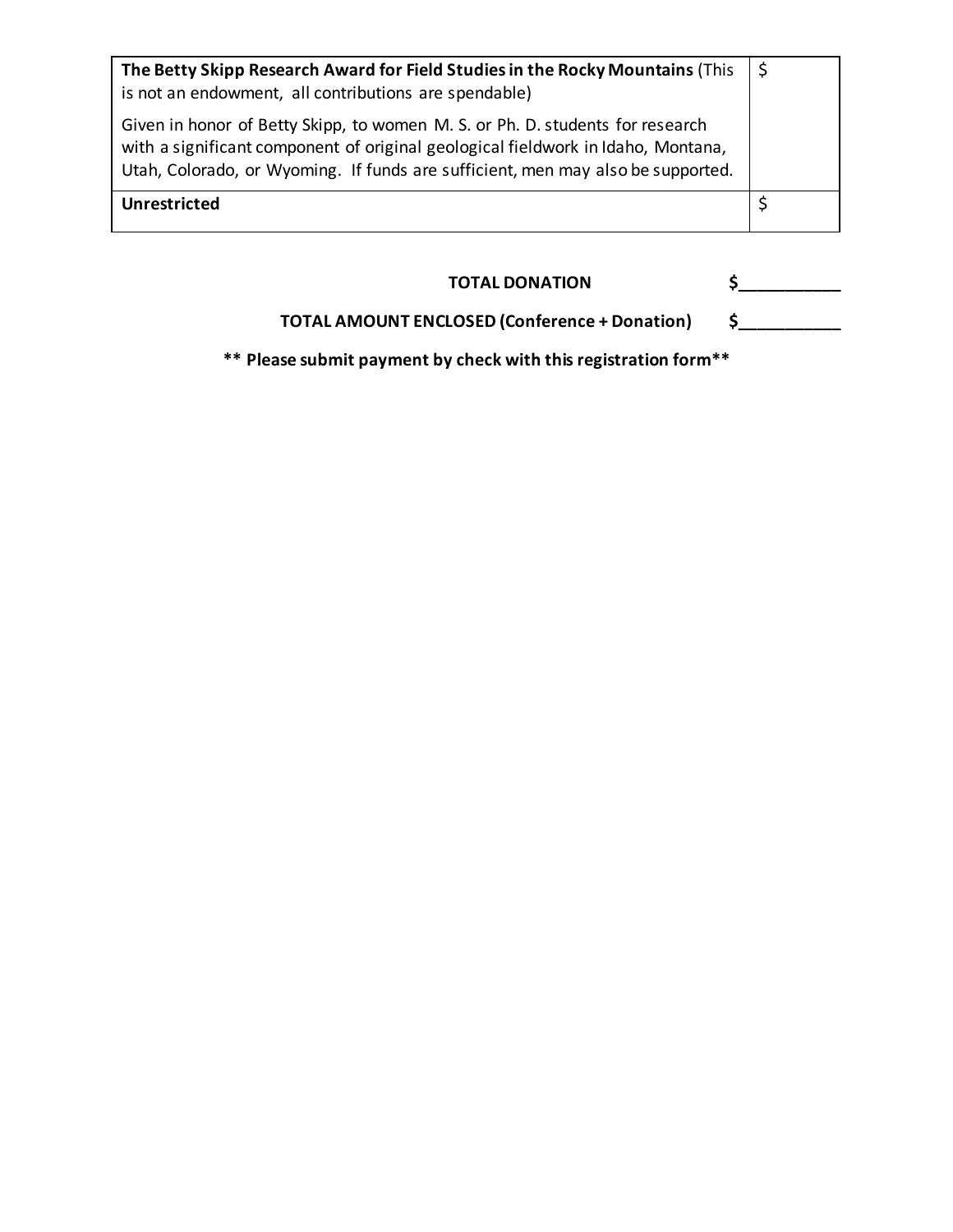| | |
|---|---|
| **The Betty Skipp Research Award for Field Studies in the Rocky Mountains** (This is not an endowment, all contributions are spendable)<br><br>Given in honor of Betty Skipp, to women M. S. or Ph. D. students for research with a significant component of original geological fieldwork in Idaho, Montana, Utah, Colorado, or Wyoming. If funds are sufficient, men may also be supported. | $ |
| **Unrestricted** | $ |

**TOTAL DONATION $___________**

**TOTAL AMOUNT ENCLOSED (Conference + Donation) $___________**

**** Please submit payment by check with this registration form****